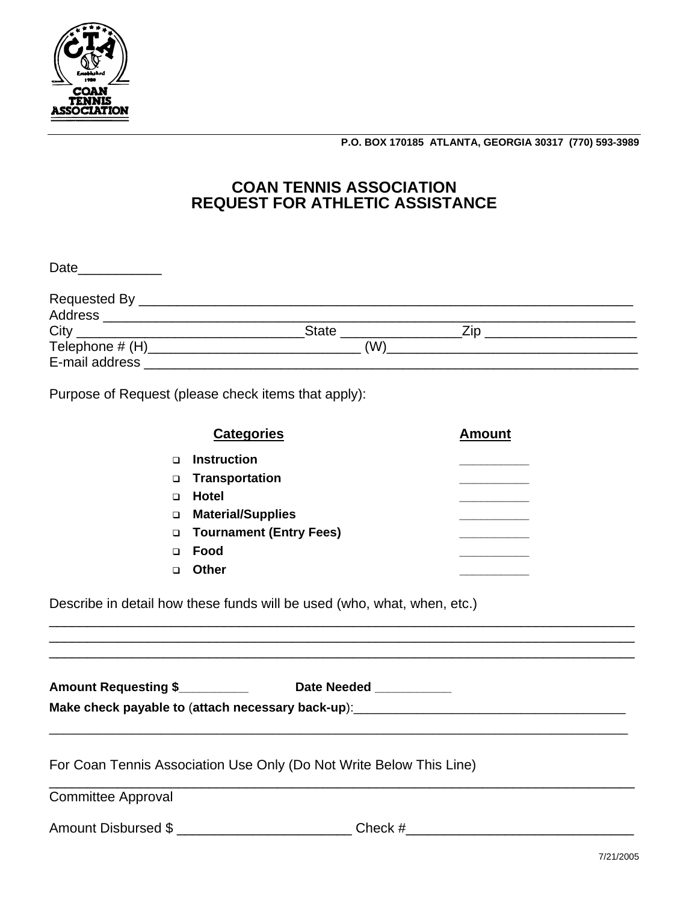P.O. BOX 170185 ATLANTA, GEORGIA 30317 (770) 593-3989

# COAN TENNIS ASSOCIATION
# REQUEST FOR ATHLETIC ASSISTANCE

Date___________

Requested By ______________________________________________________________
Address ___________________________________________________________________
City ____________________________State ________________Zip ____________________
Telephone # (H)____________________________ (W)_________________________________
E-mail address _____________________________________________________________

Purpose of Request (please check items that apply):

| | Categories | Amount |
|---|---|---|
| ❑ | **Instruction** | _________ |
| ❑ | **Transportation** | _________ |
| ❑ | **Hotel** | _________ |
| ❑ | **Material/Supplies** | _________ |
| ❑ | **Tournament (Entry Fees)** | _________ |
| ❑ | **Food** | _________ |
| ❑ | **Other** | _________ |

Describe in detail how these funds will be used (who, what, when, etc.)

______________________________________________________________________________
______________________________________________________________________________
______________________________________________________________________________

**Amount Requesting $_________** **Date Needed __________**

**Make check payable to** (**attach necessary back-up**):_____________________________________

______________________________________________________________________________

For Coan Tennis Association Use Only (Do Not Write Below This Line)

______________________________________________________________________________

Committee Approval

Amount Disbursed $ ______________________ Check #_____________________________

7/21/2005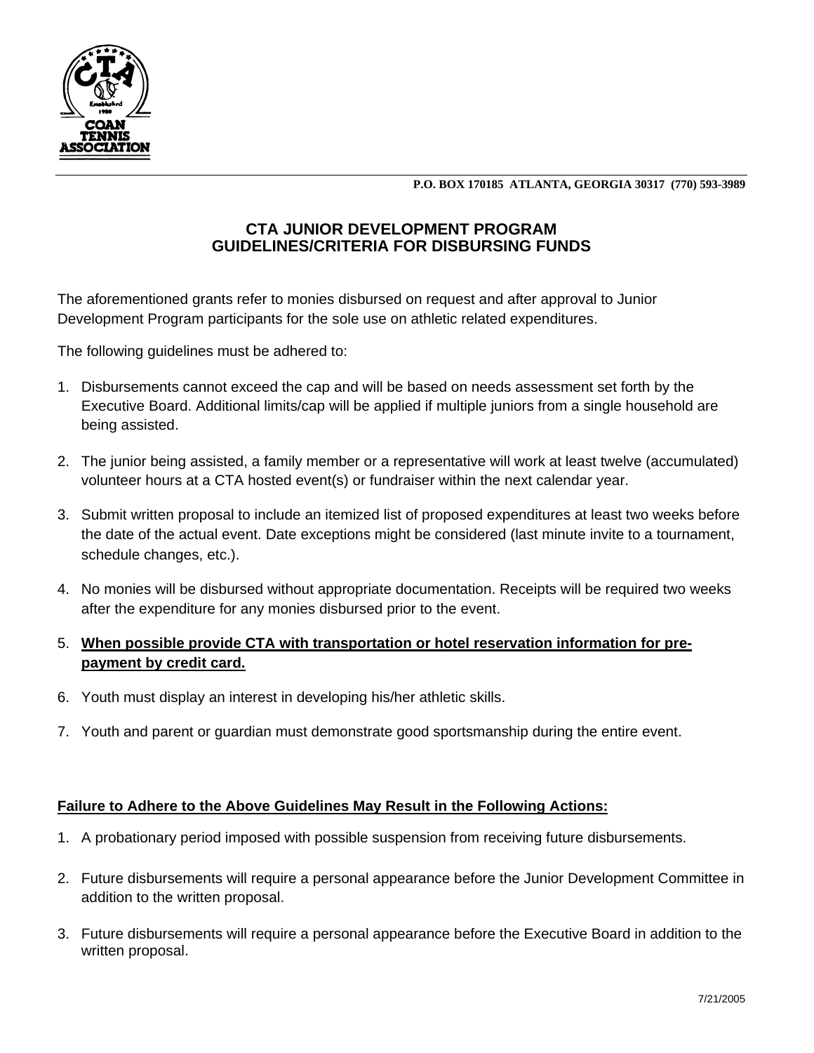P.O. BOX 170185 ATLANTA, GEORGIA 30317 (770) 593-3989

# CTA JUNIOR DEVELOPMENT PROGRAM
# GUIDELINES/CRITERIA FOR DISBURSING FUNDS

The aforementioned grants refer to monies disbursed on request and after approval to Junior Development Program participants for the sole use on athletic related expenditures.

The following guidelines must be adhered to:

1. Disbursements cannot exceed the cap and will be based on needs assessment set forth by the Executive Board. Additional limits/cap will be applied if multiple juniors from a single household are being assisted.

2. The junior being assisted, a family member or a representative will work at least twelve (accumulated) volunteer hours at a CTA hosted event(s) or fundraiser within the next calendar year.

3. Submit written proposal to include an itemized list of proposed expenditures at least two weeks before the date of the actual event. Date exceptions might be considered (last minute invite to a tournament, schedule changes, etc.).

4. No monies will be disbursed without appropriate documentation. Receipts will be required two weeks after the expenditure for any monies disbursed prior to the event.

5. **When possible provide CTA with transportation or hotel reservation information for pre-payment by credit card.**

6. Youth must display an interest in developing his/her athletic skills.

7. Youth and parent or guardian must demonstrate good sportsmanship during the entire event.

**Failure to Adhere to the Above Guidelines May Result in the Following Actions:**

1. A probationary period imposed with possible suspension from receiving future disbursements.

2. Future disbursements will require a personal appearance before the Junior Development Committee in addition to the written proposal.

3. Future disbursements will require a personal appearance before the Executive Board in addition to the written proposal.

7/21/2005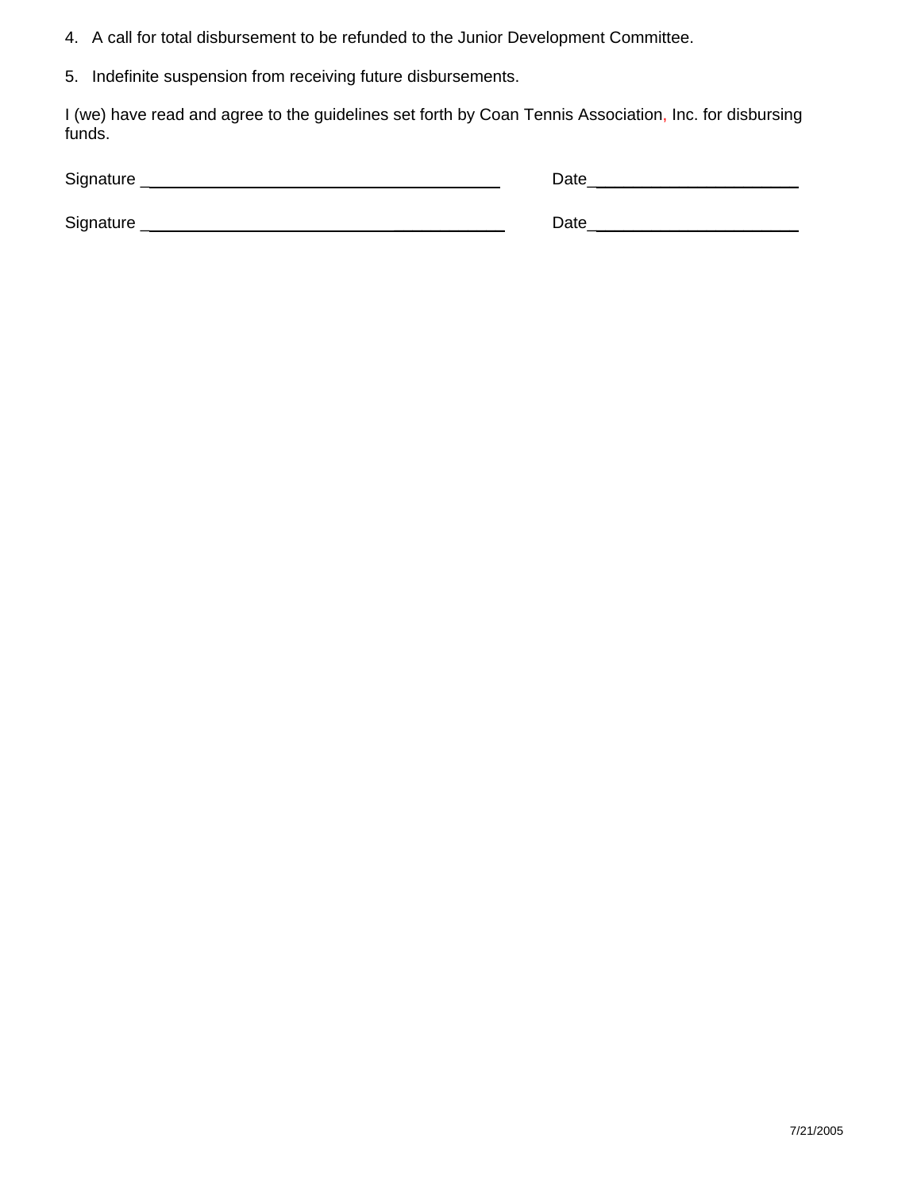4. A call for total disbursement to be refunded to the Junior Development Committee.

5. Indefinite suspension from receiving future disbursements.

I (we) have read and agree to the guidelines set forth by Coan Tennis Association, Inc. for disbursing funds.

Signature ____________________________________ Date______________________

Signature ____________________________________ Date______________________

7/21/2005